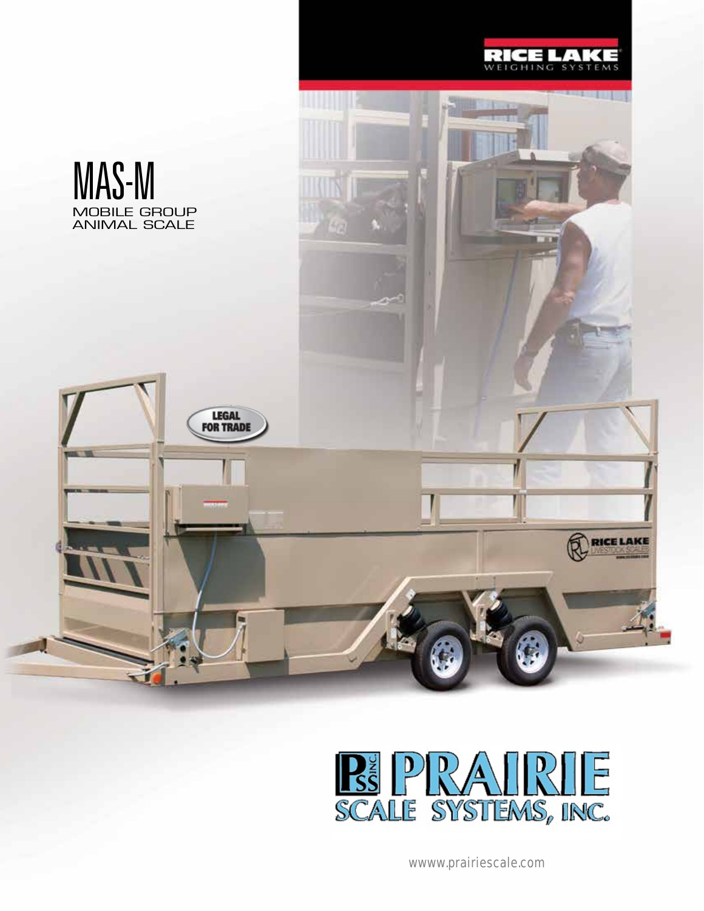RICE LAKE
WEIGHING SYSTEMS

# MAS-M

MOBILE GROUP ANIMAL SCALE

LEGAL FOR TRADE

PRAIRIE SCALE SYSTEMS, INC.

wwww.prairiescale.com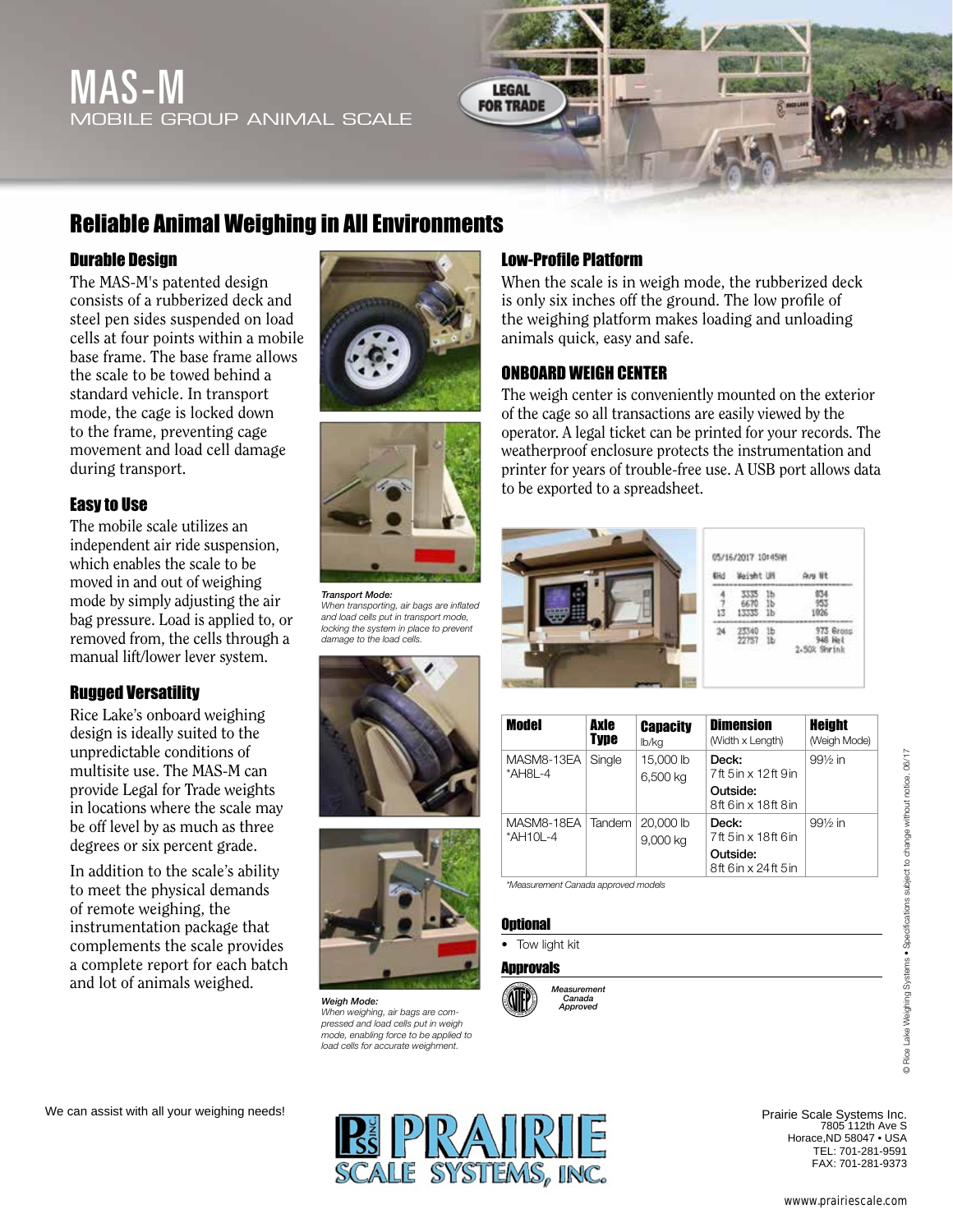# MAS-M

MOBILE GROUP ANIMAL SCALE

LEGAL FOR TRADE

## Reliable Animal Weighing in All Environments

### Durable Design

The MAS-M's patented design consists of a rubberized deck and steel pen sides suspended on load cells at four points within a mobile base frame. The base frame allows the scale to be towed behind a standard vehicle. In transport mode, the cage is locked down to the frame, preventing cage movement and load cell damage during transport.

### Easy to Use

The mobile scale utilizes an independent air ride suspension, which enables the scale to be moved in and out of weighing mode by simply adjusting the air bag pressure. Load is applied to, or removed from, the cells through a manual lift/lower lever system.

### Rugged Versatility

Rice Lake's onboard weighing design is ideally suited to the unpredictable conditions of multisite use. The MAS-M can provide Legal for Trade weights in locations where the scale may be off level by as much as three degrees or six percent grade.

In addition to the scale's ability to meet the physical demands of remote weighing, the instrumentation package that complements the scale provides a complete report for each batch and lot of animals weighed.

*Transport Mode:*
*When transporting, air bags are inflated and load cells put in transport mode, locking the system in place to prevent damage to the load cells.*

*Weigh Mode:*
*When weighing, air bags are compressed and load cells put in weigh mode, enabling force to be applied to load cells for accurate weighment.*

### Low-Profile Platform

When the scale is in weigh mode, the rubberized deck is only six inches off the ground. The low profile of the weighing platform makes loading and unloading animals quick, easy and safe.

### ONBOARD WEIGH CENTER

The weigh center is conveniently mounted on the exterior of the cage so all transactions are easily viewed by the operator. A legal ticket can be printed for your records. The weatherproof enclosure protects the instrumentation and printer for years of trouble-free use. A USB port allows data to be exported to a spreadsheet.

```
05/16/2017 10:45AM
Hd   Weight UM        Avg Wt
4    3335  lb         834
7    6670  lb         953
13   13335 lb         1026
24   23340 lb         973 Gross
     22757 lb         948 Net
                      2.50% Shrink
```

| Model | Axle Type | Capacity lb/kg | Dimension (Width x Length) | Height (Weigh Mode) |
|---|---|---|---|---|
| MASM8-13EA *AH8L-4 | Single | 15,000 lb 6,500 kg | **Deck:** 7 ft 5 in x 12 ft 9 in **Outside:** 8 ft 6 in x 18 ft 8 in | 99½ in |
| MASM8-18EA *AH10L-4 | Tandem | 20,000 lb 9,000 kg | **Deck:** 7 ft 5 in x 18 ft 6 in **Outside:** 8 ft 6 in x 24 ft 5 in | 99½ in |

*\*Measurement Canada approved models*

### Optional

- Tow light kit

### Approvals

*Measurement Canada Approved*

© Rice Lake Weighing Systems • Specifications subject to change without notice. 06/17

We can assist with all your weighing needs!

PRAIRIE SCALE SYSTEMS, INC.

Prairie Scale Systems Inc.
7805 112th Ave S
Horace,ND 58047 • USA
TEL: 701-281-9591
FAX: 701-281-9373

www.prairiescale.com